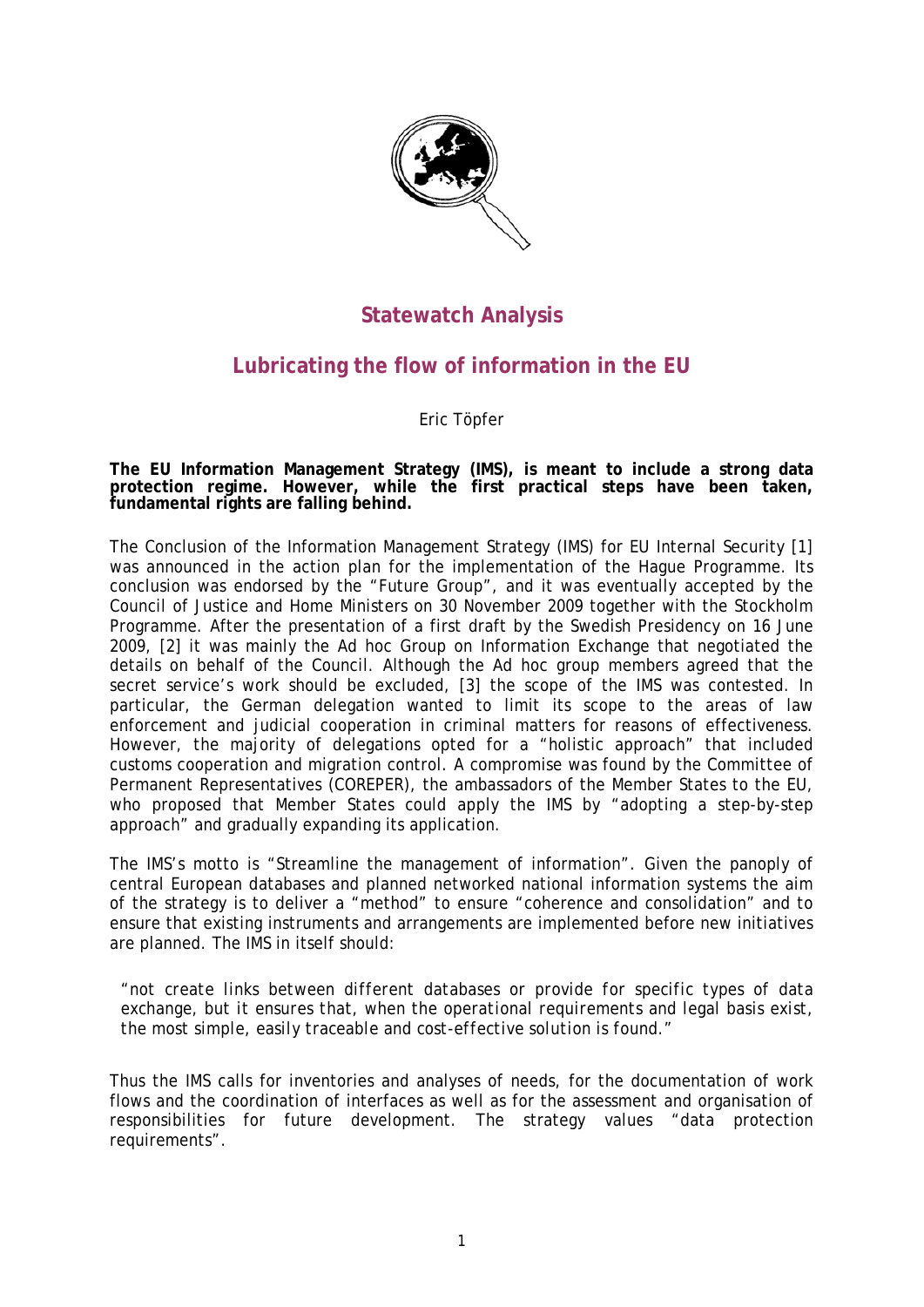# Statewatch Analysis

## Lubricating the flow of information in the EU

Eric Töpfer

**The EU Information Management Strategy (IMS), is meant to include a strong data protection regime. However, while the first practical steps have been taken, fundamental rights are falling behind.**

The Conclusion of the Information Management Strategy (IMS) for EU Internal Security [1] was announced in the action plan for the implementation of the Hague Programme. Its conclusion was endorsed by the "Future Group", and it was eventually accepted by the Council of Justice and Home Ministers on 30 November 2009 together with the Stockholm Programme. After the presentation of a first draft by the Swedish Presidency on 16 June 2009, [2] it was mainly the Ad hoc Group on Information Exchange that negotiated the details on behalf of the Council. Although the Ad hoc group members agreed that the secret service's work should be excluded, [3] the scope of the IMS was contested. In particular, the German delegation wanted to limit its scope to the areas of law enforcement and judicial cooperation in criminal matters for reasons of effectiveness. However, the majority of delegations opted for a "holistic approach" that included customs cooperation and migration control. A compromise was found by the Committee of Permanent Representatives (COREPER), the ambassadors of the Member States to the EU, who proposed that Member States could apply the IMS by "adopting a step-by-step approach" and gradually expanding its application.

The IMS's motto is "Streamline the management of information". Given the panoply of central European databases and planned networked national information systems the aim of the strategy is to deliver a "method" to ensure "coherence and consolidation" and to ensure that existing instruments and arrangements are implemented before new initiatives are planned. The IMS in itself should:

> "not create links between different databases or provide for specific types of data exchange, but it ensures that, when the operational requirements and legal basis exist, the most simple, easily traceable and cost-effective solution is found."

Thus the IMS calls for inventories and analyses of needs, for the documentation of work flows and the coordination of interfaces as well as for the assessment and organisation of responsibilities for future development. The strategy values "data protection requirements".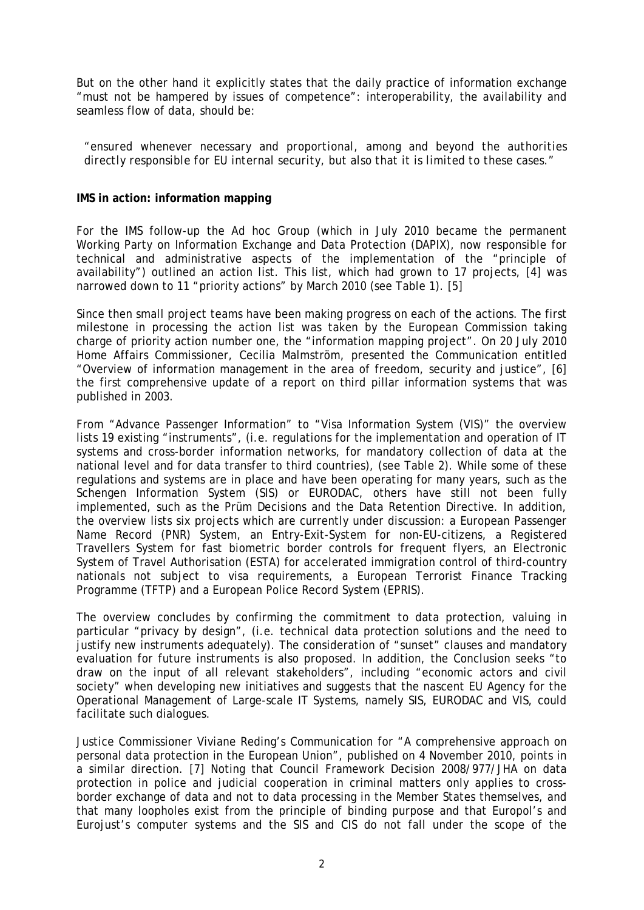But on the other hand it explicitly states that the daily practice of information exchange "must not be hampered by issues of competence": interoperability, the availability and seamless flow of data, should be:

> "ensured whenever necessary and proportional, among and beyond the authorities directly responsible for EU internal security, but also that it is limited to these cases."

**IMS in action: information mapping**

For the IMS follow-up the Ad hoc Group (which in July 2010 became the permanent Working Party on Information Exchange and Data Protection (DAPIX), now responsible for technical and administrative aspects of the implementation of the "principle of availability") outlined an action list. This list, which had grown to 17 projects, [4] was narrowed down to 11 "priority actions" by March 2010 (see Table 1). [5]

Since then small project teams have been making progress on each of the actions. The first milestone in processing the action list was taken by the European Commission taking charge of priority action number one, the "information mapping project". On 20 July 2010 Home Affairs Commissioner, Cecilia Malmström, presented the Communication entitled "Overview of information management in the area of freedom, security and justice", [6] the first comprehensive update of a report on third pillar information systems that was published in 2003.

From "Advance Passenger Information" to "Visa Information System (VIS)" the overview lists 19 existing "instruments", (i.e. regulations for the implementation and operation of IT systems and cross-border information networks, for mandatory collection of data at the national level and for data transfer to third countries), (see Table 2). While some of these regulations and systems are in place and have been operating for many years, such as the Schengen Information System (SIS) or EURODAC, others have still not been fully implemented, such as the Prüm Decisions and the Data Retention Directive. In addition, the overview lists six projects which are currently under discussion: a European Passenger Name Record (PNR) System, an Entry-Exit-System for non-EU-citizens, a Registered Travellers System for fast biometric border controls for frequent flyers, an Electronic System of Travel Authorisation (ESTA) for accelerated immigration control of third-country nationals not subject to visa requirements, a European Terrorist Finance Tracking Programme (TFTP) and a European Police Record System (EPRIS).

The overview concludes by confirming the commitment to data protection, valuing in particular "privacy by design", (i.e. technical data protection solutions and the need to justify new instruments adequately). The consideration of "sunset" clauses and mandatory evaluation for future instruments is also proposed. In addition, the Conclusion seeks "to draw on the input of all relevant stakeholders", including "economic actors and civil society" when developing new initiatives and suggests that the nascent EU Agency for the Operational Management of Large-scale IT Systems, namely SIS, EURODAC and VIS, could facilitate such dialogues.

Justice Commissioner Viviane Reding's Communication for "A comprehensive approach on personal data protection in the European Union", published on 4 November 2010, points in a similar direction. [7] Noting that Council Framework Decision 2008/977/JHA on data protection in police and judicial cooperation in criminal matters only applies to cross-border exchange of data and not to data processing in the Member States themselves, and that many loopholes exist from the principle of binding purpose and that Europol's and Eurojust's computer systems and the SIS and CIS do not fall under the scope of the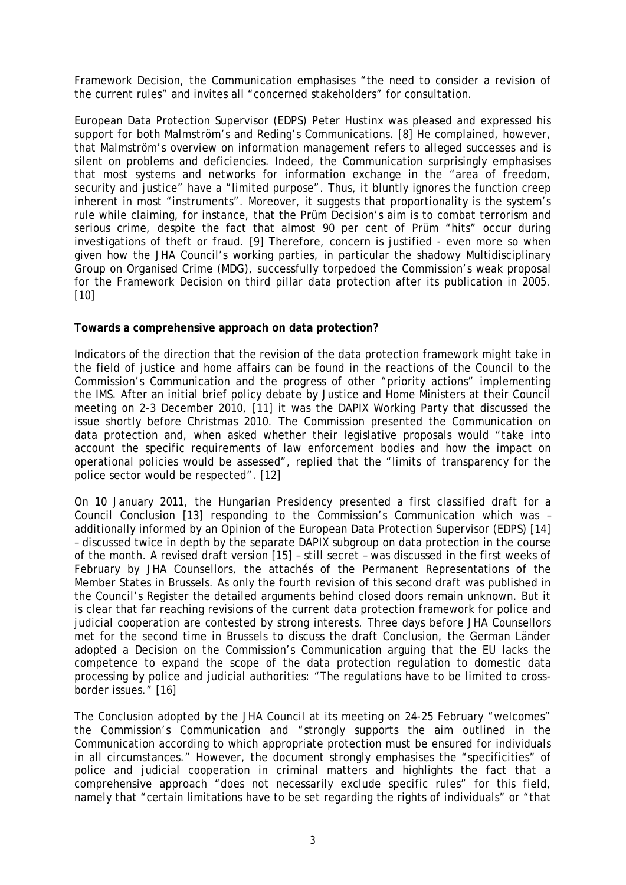Framework Decision, the Communication emphasises "the need to consider a revision of the current rules" and invites all "concerned stakeholders" for consultation.

European Data Protection Supervisor (EDPS) Peter Hustinx was pleased and expressed his support for both Malmström's and Reding's Communications. [8] He complained, however, that Malmström's overview on information management refers to alleged successes and is silent on problems and deficiencies. Indeed, the Communication surprisingly emphasises that most systems and networks for information exchange in the "area of freedom, security and justice" have a "limited purpose". Thus, it bluntly ignores the function creep inherent in most "instruments". Moreover, it suggests that proportionality is the system's rule while claiming, for instance, that the Prüm Decision's aim is to combat terrorism and serious crime, despite the fact that almost 90 per cent of Prüm "hits" occur during investigations of theft or fraud. [9] Therefore, concern is justified - even more so when given how the JHA Council's working parties, in particular the shadowy Multidisciplinary Group on Organised Crime (MDG), successfully torpedoed the Commission's weak proposal for the Framework Decision on third pillar data protection after its publication in 2005. [10]

**Towards a comprehensive approach on data protection?**

Indicators of the direction that the revision of the data protection framework might take in the field of justice and home affairs can be found in the reactions of the Council to the Commission's Communication and the progress of other "priority actions" implementing the IMS. After an initial brief policy debate by Justice and Home Ministers at their Council meeting on 2-3 December 2010, [11] it was the DAPIX Working Party that discussed the issue shortly before Christmas 2010. The Commission presented the Communication on data protection and, when asked whether their legislative proposals would "take into account the specific requirements of law enforcement bodies and how the impact on operational policies would be assessed", replied that the "limits of transparency for the police sector would be respected". [12]

On 10 January 2011, the Hungarian Presidency presented a first classified draft for a Council Conclusion [13] responding to the Commission's Communication which was – additionally informed by an Opinion of the European Data Protection Supervisor (EDPS) [14] – discussed twice in depth by the separate DAPIX subgroup on data protection in the course of the month. A revised draft version [15] – still secret – was discussed in the first weeks of February by JHA Counsellors, the attachés of the Permanent Representations of the Member States in Brussels. As only the fourth revision of this second draft was published in the Council's Register the detailed arguments behind closed doors remain unknown. But it is clear that far reaching revisions of the current data protection framework for police and judicial cooperation are contested by strong interests. Three days before JHA Counsellors met for the second time in Brussels to discuss the draft Conclusion, the German Länder adopted a Decision on the Commission's Communication arguing that the EU lacks the competence to expand the scope of the data protection regulation to domestic data processing by police and judicial authorities: "The regulations have to be limited to cross-border issues." [16]

The Conclusion adopted by the JHA Council at its meeting on 24-25 February "welcomes" the Commission's Communication and "strongly supports the aim outlined in the Communication according to which appropriate protection must be ensured for individuals in all circumstances." However, the document strongly emphasises the "specificities" of police and judicial cooperation in criminal matters and highlights the fact that a comprehensive approach "does not necessarily exclude specific rules" for this field, namely that "certain limitations have to be set regarding the rights of individuals" or "that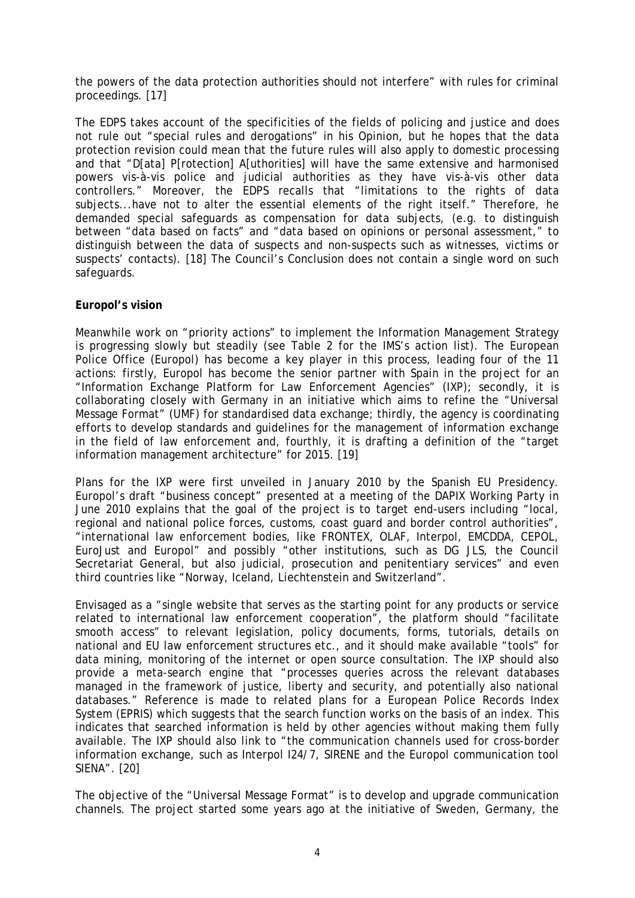the powers of the data protection authorities should not interfere" with rules for criminal proceedings. [17]

The EDPS takes account of the specificities of the fields of policing and justice and does not rule out "special rules and derogations" in his Opinion, but he hopes that the data protection revision could mean that the future rules will also apply to domestic processing and that "D[ata] P[rotection] A[uthorities] will have the same extensive and harmonised powers vis-à-vis police and judicial authorities as they have vis-à-vis other data controllers." Moreover, the EDPS recalls that "limitations to the rights of data subjects...have not to alter the essential elements of the right itself." Therefore, he demanded special safeguards as compensation for data subjects, (e.g. to distinguish between "data based on facts" and "data based on opinions or personal assessment," to distinguish between the data of suspects and non-suspects such as witnesses, victims or suspects' contacts). [18] The Council's Conclusion does not contain a single word on such safeguards.

**Europol's vision**

Meanwhile work on "priority actions" to implement the Information Management Strategy is progressing slowly but steadily (see Table 2 for the IMS's action list). The European Police Office (Europol) has become a key player in this process, leading four of the 11 actions: firstly, Europol has become the senior partner with Spain in the project for an "Information Exchange Platform for Law Enforcement Agencies" (IXP); secondly, it is collaborating closely with Germany in an initiative which aims to refine the "Universal Message Format" (UMF) for standardised data exchange; thirdly, the agency is coordinating efforts to develop standards and guidelines for the management of information exchange in the field of law enforcement and, fourthly, it is drafting a definition of the "target information management architecture" for 2015. [19]

Plans for the IXP were first unveiled in January 2010 by the Spanish EU Presidency. Europol's draft "business concept" presented at a meeting of the DAPIX Working Party in June 2010 explains that the goal of the project is to target end-users including "local, regional and national police forces, customs, coast guard and border control authorities", "international law enforcement bodies, like FRONTEX, OLAF, Interpol, EMCDDA, CEPOL, EuroJust and Europol" and possibly "other institutions, such as DG JLS, the Council Secretariat General, but also judicial, prosecution and penitentiary services" and even third countries like "Norway, Iceland, Liechtenstein and Switzerland".

Envisaged as a "single website that serves as the starting point for any products or service related to international law enforcement cooperation", the platform should "facilitate smooth access" to relevant legislation, policy documents, forms, tutorials, details on national and EU law enforcement structures etc., and it should make available "tools" for data mining, monitoring of the internet or open source consultation. The IXP should also provide a meta-search engine that "processes queries across the relevant databases managed in the framework of justice, liberty and security, and potentially also national databases." Reference is made to related plans for a European Police Records Index System (EPRIS) which suggests that the search function works on the basis of an index. This indicates that searched information is held by other agencies without making them fully available. The IXP should also link to "the communication channels used for cross-border information exchange, such as Interpol I24/7, SIRENE and the Europol communication tool SIENA". [20]

The objective of the "Universal Message Format" is to develop and upgrade communication channels. The project started some years ago at the initiative of Sweden, Germany, the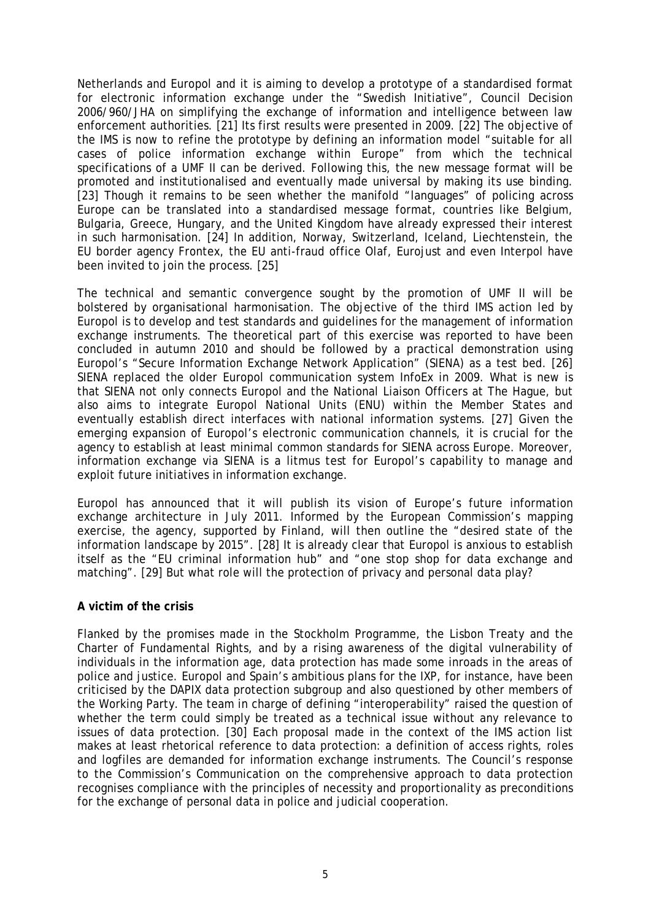Netherlands and Europol and it is aiming to develop a prototype of a standardised format for electronic information exchange under the "Swedish Initiative", Council Decision 2006/960/JHA on simplifying the exchange of information and intelligence between law enforcement authorities. [21] Its first results were presented in 2009. [22] The objective of the IMS is now to refine the prototype by defining an information model "suitable for all cases of police information exchange within Europe" from which the technical specifications of a UMF II can be derived. Following this, the new message format will be promoted and institutionalised and eventually made universal by making its use binding. [23] Though it remains to be seen whether the manifold "languages" of policing across Europe can be translated into a standardised message format, countries like Belgium, Bulgaria, Greece, Hungary, and the United Kingdom have already expressed their interest in such harmonisation. [24] In addition, Norway, Switzerland, Iceland, Liechtenstein, the EU border agency Frontex, the EU anti-fraud office Olaf, Eurojust and even Interpol have been invited to join the process. [25]

The technical and semantic convergence sought by the promotion of UMF II will be bolstered by organisational harmonisation. The objective of the third IMS action led by Europol is to develop and test standards and guidelines for the management of information exchange instruments. The theoretical part of this exercise was reported to have been concluded in autumn 2010 and should be followed by a practical demonstration using Europol's "Secure Information Exchange Network Application" (SIENA) as a test bed. [26] SIENA replaced the older Europol communication system InfoEx in 2009. What is new is that SIENA not only connects Europol and the National Liaison Officers at The Hague, but also aims to integrate Europol National Units (ENU) within the Member States and eventually establish direct interfaces with national information systems. [27] Given the emerging expansion of Europol's electronic communication channels, it is crucial for the agency to establish at least minimal common standards for SIENA across Europe. Moreover, information exchange via SIENA is a litmus test for Europol's capability to manage and exploit future initiatives in information exchange.

Europol has announced that it will publish its vision of Europe's future information exchange architecture in July 2011. Informed by the European Commission's mapping exercise, the agency, supported by Finland, will then outline the "desired state of the information landscape by 2015". [28] It is already clear that Europol is anxious to establish itself as the "EU criminal information hub" and "one stop shop for data exchange and matching". [29] But what role will the protection of privacy and personal data play?

**A victim of the crisis**

Flanked by the promises made in the Stockholm Programme, the Lisbon Treaty and the Charter of Fundamental Rights, and by a rising awareness of the digital vulnerability of individuals in the information age, data protection has made some inroads in the areas of police and justice. Europol and Spain's ambitious plans for the IXP, for instance, have been criticised by the DAPIX data protection subgroup and also questioned by other members of the Working Party. The team in charge of defining "interoperability" raised the question of whether the term could simply be treated as a technical issue without any relevance to issues of data protection. [30] Each proposal made in the context of the IMS action list makes at least rhetorical reference to data protection: a definition of access rights, roles and logfiles are demanded for information exchange instruments. The Council's response to the Commission's Communication on the comprehensive approach to data protection recognises compliance with the principles of necessity and proportionality as preconditions for the exchange of personal data in police and judicial cooperation.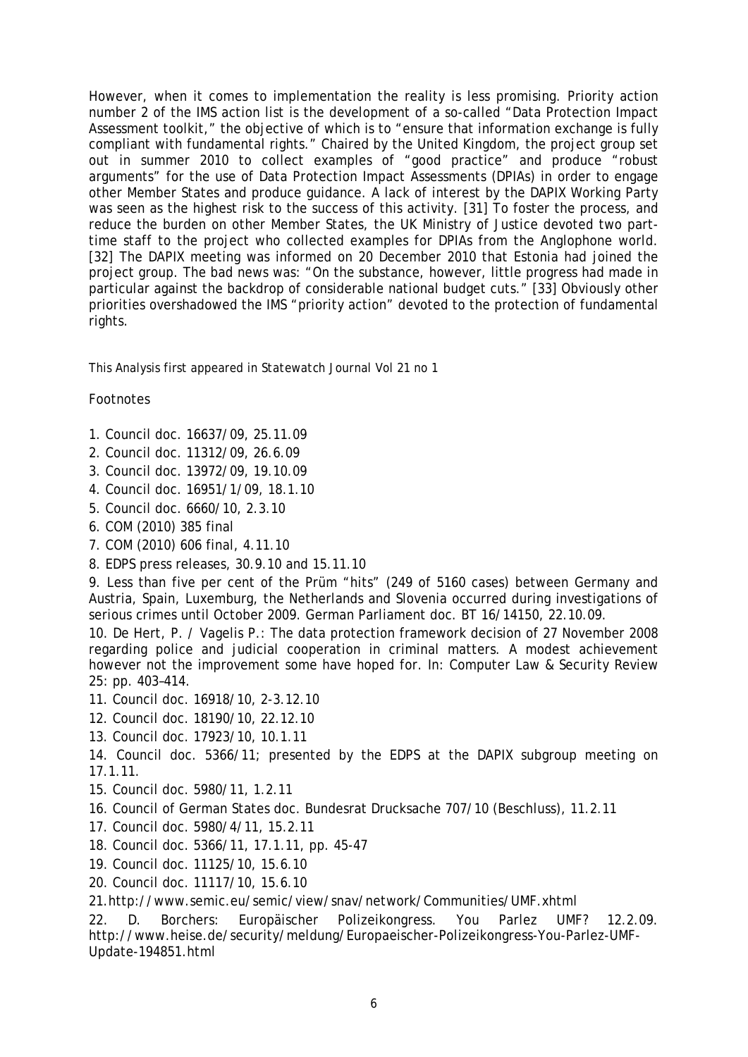However, when it comes to implementation the reality is less promising. Priority action number 2 of the IMS action list is the development of a so-called "Data Protection Impact Assessment toolkit," the objective of which is to "ensure that information exchange is fully compliant with fundamental rights." Chaired by the United Kingdom, the project group set out in summer 2010 to collect examples of "good practice" and produce "robust arguments" for the use of Data Protection Impact Assessments (DPIAs) in order to engage other Member States and produce guidance. A lack of interest by the DAPIX Working Party was seen as the highest risk to the success of this activity. [31] To foster the process, and reduce the burden on other Member States, the UK Ministry of Justice devoted two part-time staff to the project who collected examples for DPIAs from the Anglophone world. [32] The DAPIX meeting was informed on 20 December 2010 that Estonia had joined the project group. The bad news was: "On the substance, however, little progress had made in particular against the backdrop of considerable national budget cuts." [33] Obviously other priorities overshadowed the IMS "priority action" devoted to the protection of fundamental rights.

This Analysis first appeared in Statewatch Journal Vol 21 no 1

Footnotes

1. Council doc. 16637/09, 25.11.09
2. Council doc. 11312/09, 26.6.09
3. Council doc. 13972/09, 19.10.09
4. Council doc. 16951/1/09, 18.1.10
5. Council doc. 6660/10, 2.3.10
6. COM (2010) 385 final
7. COM (2010) 606 final, 4.11.10
8. EDPS press releases, 30.9.10 and 15.11.10
9. Less than five per cent of the Prüm "hits" (249 of 5160 cases) between Germany and Austria, Spain, Luxemburg, the Netherlands and Slovenia occurred during investigations of serious crimes until October 2009. German Parliament doc. BT 16/14150, 22.10.09.
10. De Hert, P. / Vagelis P.: The data protection framework decision of 27 November 2008 regarding police and judicial cooperation in criminal matters. A modest achievement however not the improvement some have hoped for. In: Computer Law & Security Review 25: pp. 403–414.
11. Council doc. 16918/10, 2-3.12.10
12. Council doc. 18190/10, 22.12.10
13. Council doc. 17923/10, 10.1.11
14. Council doc. 5366/11; presented by the EDPS at the DAPIX subgroup meeting on 17.1.11.
15. Council doc. 5980/11, 1.2.11
16. Council of German States doc. Bundesrat Drucksache 707/10 (Beschluss), 11.2.11
17. Council doc. 5980/4/11, 15.2.11
18. Council doc. 5366/11, 17.1.11, pp. 45-47
19. Council doc. 11125/10, 15.6.10
20. Council doc. 11117/10, 15.6.10
21. http://www.semic.eu/semic/view/snav/network/Communities/UMF.xhtml
22. D. Borchers: Europäischer Polizeikongress. You Parlez UMF? 12.2.09. http://www.heise.de/security/meldung/Europaeischer-Polizeikongress-You-Parlez-UMF-Update-194851.html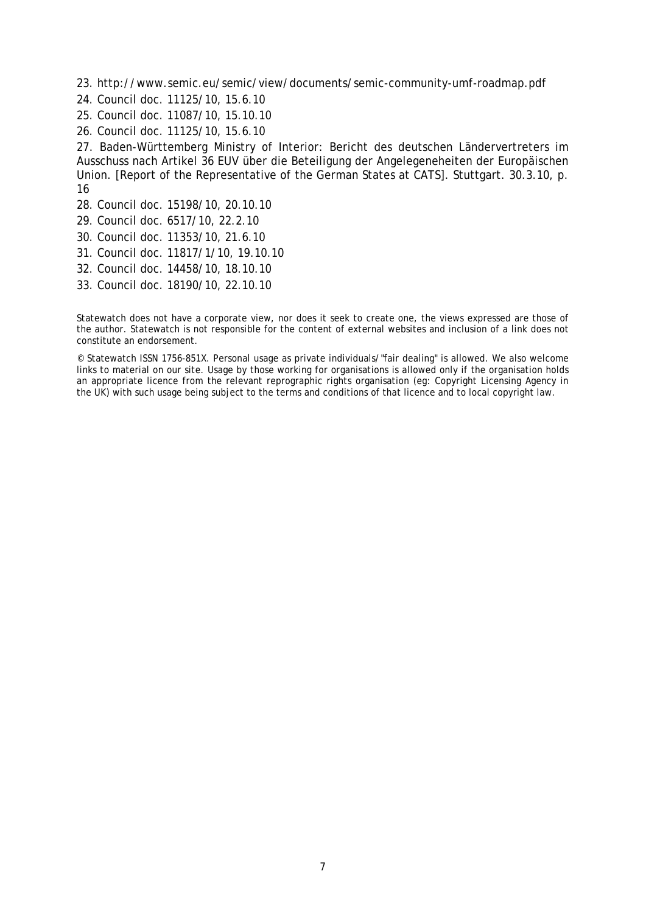23. http://www.semic.eu/semic/view/documents/semic-community-umf-roadmap.pdf

24. Council doc. 11125/10, 15.6.10

25. Council doc. 11087/10, 15.10.10

26. Council doc. 11125/10, 15.6.10

27. Baden-Württemberg Ministry of Interior: Bericht des deutschen Ländervertreters im Ausschuss nach Artikel 36 EUV über die Beteiligung der Angelegeneheiten der Europäischen Union. [Report of the Representative of the German States at CATS]. Stuttgart. 30.3.10, p. 16

28. Council doc. 15198/10, 20.10.10

29. Council doc. 6517/10, 22.2.10

30. Council doc. 11353/10, 21.6.10

31. Council doc. 11817/1/10, 19.10.10

32. Council doc. 14458/10, 18.10.10

33. Council doc. 18190/10, 22.10.10

Statewatch does not have a corporate view, nor does it seek to create one, the views expressed are those of the author. Statewatch is not responsible for the content of external websites and inclusion of a link does not constitute an endorsement.

© Statewatch ISSN 1756-851X. Personal usage as private individuals/"fair dealing" is allowed. We also welcome links to material on our site. Usage by those working for organisations is allowed only if the organisation holds an appropriate licence from the relevant reprographic rights organisation (eg: Copyright Licensing Agency in the UK) with such usage being subject to the terms and conditions of that licence and to local copyright law.